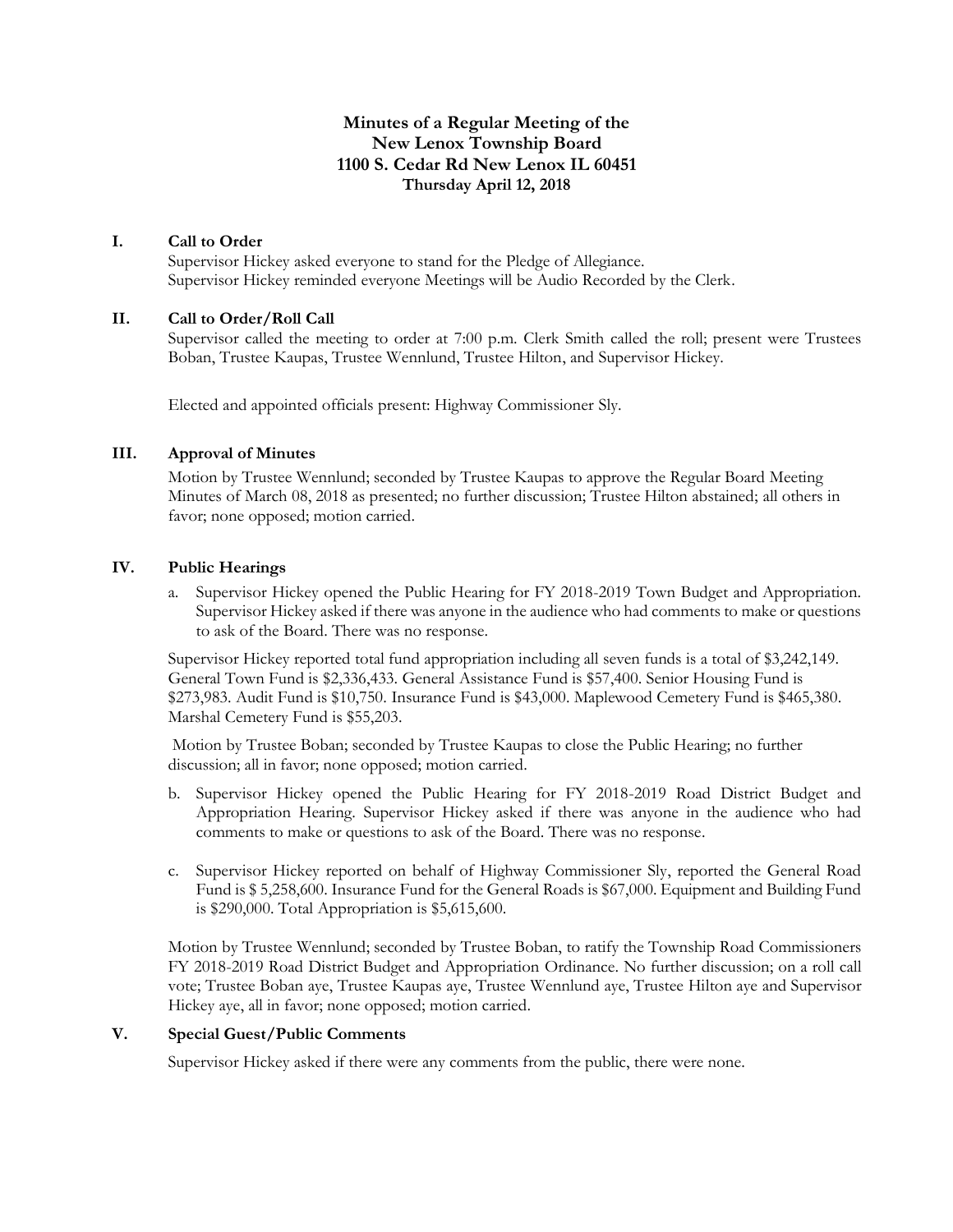# Minutes of a Regular Meeting of the New Lenox Township Board
## 1100 S. Cedar Rd New Lenox IL 60451
### Thursday April 12, 2018

## I. Call to Order

Supervisor Hickey asked everyone to stand for the Pledge of Allegiance.
Supervisor Hickey reminded everyone Meetings will be Audio Recorded by the Clerk.

## II. Call to Order/Roll Call

Supervisor called the meeting to order at 7:00 p.m. Clerk Smith called the roll; present were Trustees Boban, Trustee Kaupas, Trustee Wennlund, Trustee Hilton, and Supervisor Hickey.

Elected and appointed officials present: Highway Commissioner Sly.

## III. Approval of Minutes

Motion by Trustee Wennlund; seconded by Trustee Kaupas to approve the Regular Board Meeting Minutes of March 08, 2018 as presented; no further discussion; Trustee Hilton abstained; all others in favor; none opposed; motion carried.

## IV. Public Hearings

a. Supervisor Hickey opened the Public Hearing for FY 2018-2019 Town Budget and Appropriation. Supervisor Hickey asked if there was anyone in the audience who had comments to make or questions to ask of the Board. There was no response.

Supervisor Hickey reported total fund appropriation including all seven funds is a total of $3,242,149. General Town Fund is $2,336,433. General Assistance Fund is $57,400. Senior Housing Fund is $273,983. Audit Fund is $10,750. Insurance Fund is $43,000. Maplewood Cemetery Fund is $465,380. Marshal Cemetery Fund is $55,203.

Motion by Trustee Boban; seconded by Trustee Kaupas to close the Public Hearing; no further discussion; all in favor; none opposed; motion carried.

b. Supervisor Hickey opened the Public Hearing for FY 2018-2019 Road District Budget and Appropriation Hearing. Supervisor Hickey asked if there was anyone in the audience who had comments to make or questions to ask of the Board. There was no response.

c. Supervisor Hickey reported on behalf of Highway Commissioner Sly, reported the General Road Fund is $ 5,258,600. Insurance Fund for the General Roads is $67,000. Equipment and Building Fund is $290,000. Total Appropriation is $5,615,600.

Motion by Trustee Wennlund; seconded by Trustee Boban, to ratify the Township Road Commissioners FY 2018-2019 Road District Budget and Appropriation Ordinance. No further discussion; on a roll call vote; Trustee Boban aye, Trustee Kaupas aye, Trustee Wennlund aye, Trustee Hilton aye and Supervisor Hickey aye, all in favor; none opposed; motion carried.

## V. Special Guest/Public Comments

Supervisor Hickey asked if there were any comments from the public, there were none.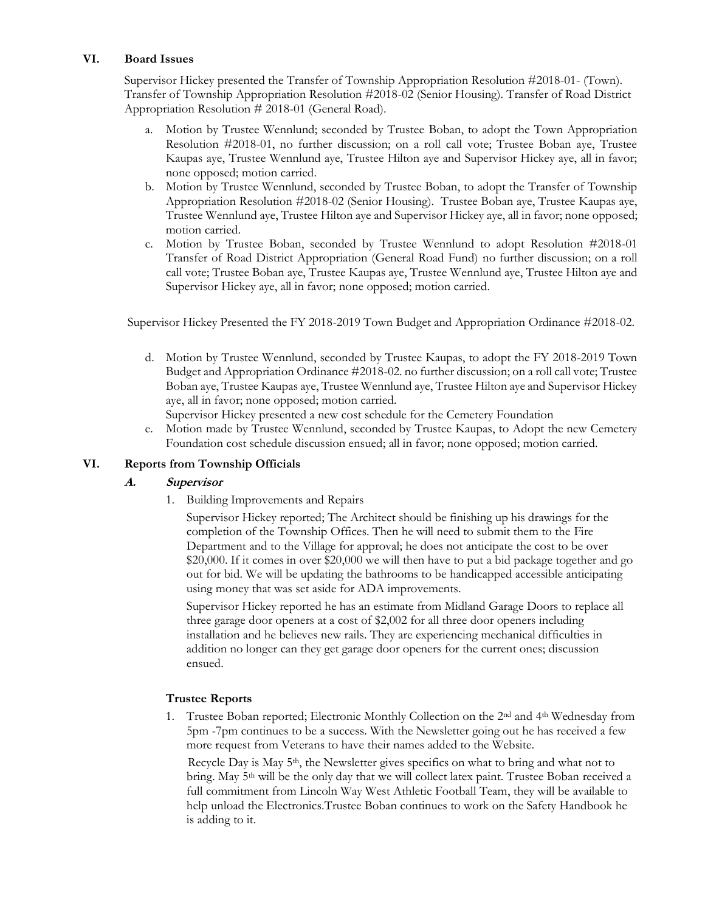## VI. Board Issues

Supervisor Hickey presented the Transfer of Township Appropriation Resolution #2018-01- (Town). Transfer of Township Appropriation Resolution #2018-02 (Senior Housing). Transfer of Road District Appropriation Resolution # 2018-01 (General Road).

a. Motion by Trustee Wennlund; seconded by Trustee Boban, to adopt the Town Appropriation Resolution #2018-01, no further discussion; on a roll call vote; Trustee Boban aye, Trustee Kaupas aye, Trustee Wennlund aye, Trustee Hilton aye and Supervisor Hickey aye, all in favor; none opposed; motion carried.
b. Motion by Trustee Wennlund, seconded by Trustee Boban, to adopt the Transfer of Township Appropriation Resolution #2018-02 (Senior Housing). Trustee Boban aye, Trustee Kaupas aye, Trustee Wennlund aye, Trustee Hilton aye and Supervisor Hickey aye, all in favor; none opposed; motion carried.
c. Motion by Trustee Boban, seconded by Trustee Wennlund to adopt Resolution #2018-01 Transfer of Road District Appropriation (General Road Fund) no further discussion; on a roll call vote; Trustee Boban aye, Trustee Kaupas aye, Trustee Wennlund aye, Trustee Hilton aye and Supervisor Hickey aye, all in favor; none opposed; motion carried.

Supervisor Hickey Presented the FY 2018-2019 Town Budget and Appropriation Ordinance #2018-02.

d. Motion by Trustee Wennlund, seconded by Trustee Kaupas, to adopt the FY 2018-2019 Town Budget and Appropriation Ordinance #2018-02. no further discussion; on a roll call vote; Trustee Boban aye, Trustee Kaupas aye, Trustee Wennlund aye, Trustee Hilton aye and Supervisor Hickey aye, all in favor; none opposed; motion carried.
   Supervisor Hickey presented a new cost schedule for the Cemetery Foundation
e. Motion made by Trustee Wennlund, seconded by Trustee Kaupas, to Adopt the new Cemetery Foundation cost schedule discussion ensued; all in favor; none opposed; motion carried.

## VI. Reports from Township Officials

### A. *Supervisor*

1. Building Improvements and Repairs

   Supervisor Hickey reported; The Architect should be finishing up his drawings for the completion of the Township Offices. Then he will need to submit them to the Fire Department and to the Village for approval; he does not anticipate the cost to be over $20,000. If it comes in over $20,000 we will then have to put a bid package together and go out for bid. We will be updating the bathrooms to be handicapped accessible anticipating using money that was set aside for ADA improvements.

   Supervisor Hickey reported he has an estimate from Midland Garage Doors to replace all three garage door openers at a cost of $2,002 for all three door openers including installation and he believes new rails. They are experiencing mechanical difficulties in addition no longer can they get garage door openers for the current ones; discussion ensued.

### Trustee Reports

1. Trustee Boban reported; Electronic Monthly Collection on the 2nd and 4th Wednesday from 5pm -7pm continues to be a success. With the Newsletter going out he has received a few more request from Veterans to have their names added to the Website.

   Recycle Day is May 5th, the Newsletter gives specifics on what to bring and what not to bring. May 5th will be the only day that we will collect latex paint. Trustee Boban received a full commitment from Lincoln Way West Athletic Football Team, they will be available to help unload the Electronics.Trustee Boban continues to work on the Safety Handbook he is adding to it.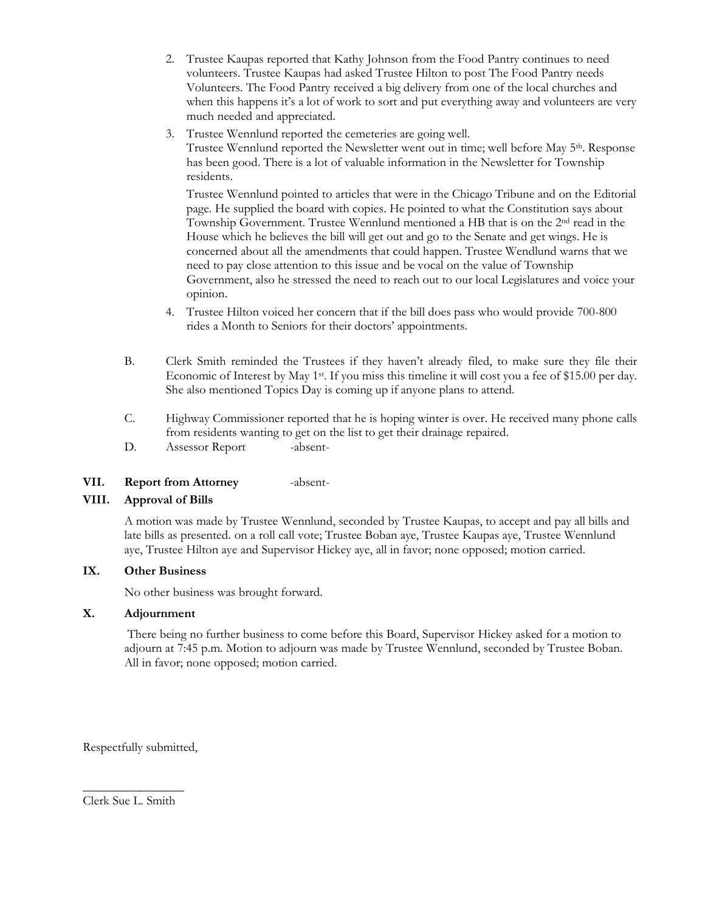2. Trustee Kaupas reported that Kathy Johnson from the Food Pantry continues to need volunteers. Trustee Kaupas had asked Trustee Hilton to post The Food Pantry needs Volunteers. The Food Pantry received a big delivery from one of the local churches and when this happens it's a lot of work to sort and put everything away and volunteers are very much needed and appreciated.

3. Trustee Wennlund reported the cemeteries are going well.
   Trustee Wennlund reported the Newsletter went out in time; well before May 5th. Response has been good. There is a lot of valuable information in the Newsletter for Township residents.

   Trustee Wennlund pointed to articles that were in the Chicago Tribune and on the Editorial page. He supplied the board with copies. He pointed to what the Constitution says about Township Government. Trustee Wennlund mentioned a HB that is on the 2nd read in the House which he believes the bill will get out and go to the Senate and get wings. He is concerned about all the amendments that could happen. Trustee Wendlund warns that we need to pay close attention to this issue and be vocal on the value of Township Government, also he stressed the need to reach out to our local Legislatures and voice your opinion.

4. Trustee Hilton voiced her concern that if the bill does pass who would provide 700-800 rides a Month to Seniors for their doctors' appointments.

B. Clerk Smith reminded the Trustees if they haven't already filed, to make sure they file their Economic of Interest by May 1st. If you miss this timeline it will cost you a fee of $15.00 per day. She also mentioned Topics Day is coming up if anyone plans to attend.

C. Highway Commissioner reported that he is hoping winter is over. He received many phone calls from residents wanting to get on the list to get their drainage repaired.

D. Assessor Report -absent-

**VII. Report from Attorney** -absent-

**VIII. Approval of Bills**

A motion was made by Trustee Wennlund, seconded by Trustee Kaupas, to accept and pay all bills and late bills as presented. on a roll call vote; Trustee Boban aye, Trustee Kaupas aye, Trustee Wennlund aye, Trustee Hilton aye and Supervisor Hickey aye, all in favor; none opposed; motion carried.

**IX. Other Business**

No other business was brought forward.

**X. Adjournment**

There being no further business to come before this Board, Supervisor Hickey asked for a motion to adjourn at 7:45 p.m. Motion to adjourn was made by Trustee Wennlund, seconded by Trustee Boban. All in favor; none opposed; motion carried.

Respectfully submitted,

\_\_\_\_\_\_\_\_\_\_\_\_\_\_\_\_\_

Clerk Sue L. Smith